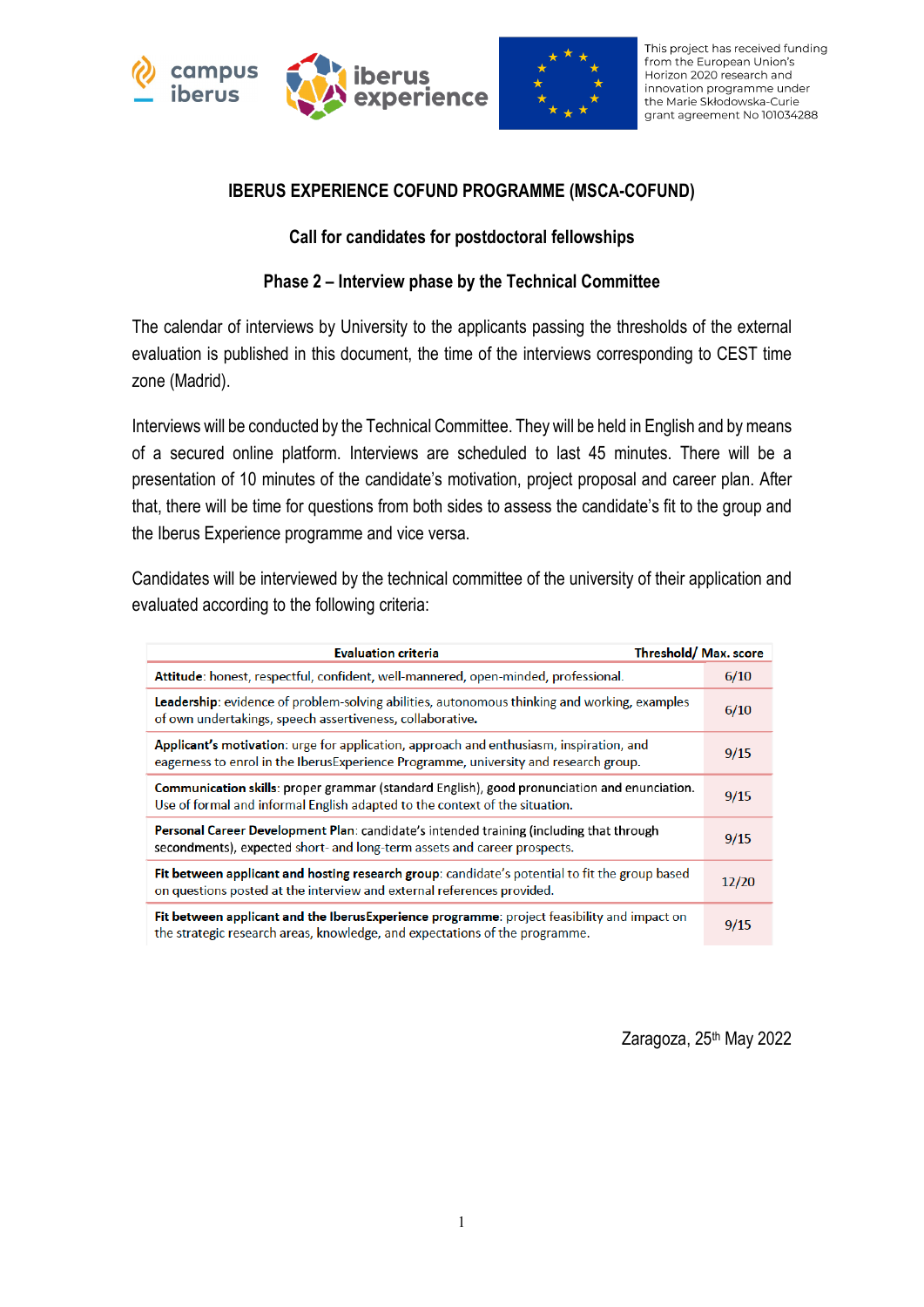This project has received funding from the European Union's Horizon 2020 research and innovation programme under the Marie Skłodowska-Curie grant agreement No 101034288

# IBERUS EXPERIENCE COFUND PROGRAMME (MSCA-COFUND)

## Call for candidates for postdoctoral fellowships

### Phase 2 – Interview phase by the Technical Committee

The calendar of interviews by University to the applicants passing the thresholds of the external evaluation is published in this document, the time of the interviews corresponding to CEST time zone (Madrid).

Interviews will be conducted by the Technical Committee. They will be held in English and by means of a secured online platform. Interviews are scheduled to last 45 minutes. There will be a presentation of 10 minutes of the candidate's motivation, project proposal and career plan. After that, there will be time for questions from both sides to assess the candidate's fit to the group and the Iberus Experience programme and vice versa.

Candidates will be interviewed by the technical committee of the university of their application and evaluated according to the following criteria:

| Evaluation criteria | Threshold/ Max. score |
|---|---|
| **Attitude**: honest, respectful, confident, well-mannered, open-minded, professional. | 6/10 |
| **Leadership**: evidence of problem-solving abilities, autonomous thinking and working, examples of own undertakings, speech assertiveness, collaborative. | 6/10 |
| **Applicant's motivation**: urge for application, approach and enthusiasm, inspiration, and eagerness to enrol in the IberusExperience Programme, university and research group. | 9/15 |
| **Communication skills**: proper grammar (standard English), good pronunciation and enunciation. Use of formal and informal English adapted to the context of the situation. | 9/15 |
| **Personal Career Development Plan**: candidate's intended training (including that through secondments), expected short- and long-term assets and career prospects. | 9/15 |
| **Fit between applicant and hosting research group**: candidate's potential to fit the group based on questions posted at the interview and external references provided. | 12/20 |
| **Fit between applicant and the IberusExperience programme**: project feasibility and impact on the strategic research areas, knowledge, and expectations of the programme. | 9/15 |

Zaragoza, 25th May 2022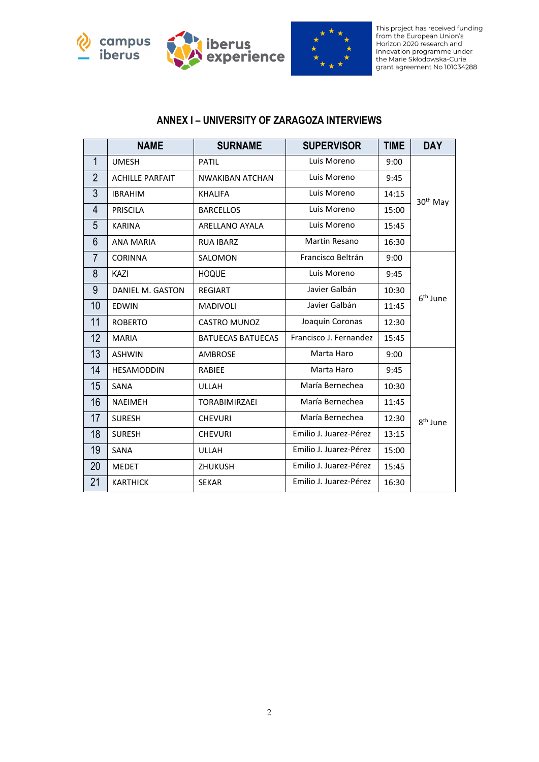This project has received funding from the European Union's Horizon 2020 research and innovation programme under the Marie Skłodowska-Curie grant agreement No 101034288

## ANNEX I – UNIVERSITY OF ZARAGOZA INTERVIEWS

| | NAME | SURNAME | SUPERVISOR | TIME | DAY |
|---|---|---|---|---|---|
| 1 | UMESH | PATIL | Luis Moreno | 9:00 | 30th May |
| 2 | ACHILLE PARFAIT | NWAKIBAN ATCHAN | Luis Moreno | 9:45 | |
| 3 | IBRAHIM | KHALIFA | Luis Moreno | 14:15 | |
| 4 | PRISCILA | BARCELLOS | Luis Moreno | 15:00 | |
| 5 | KARINA | ARELLANO AYALA | Luis Moreno | 15:45 | |
| 6 | ANA MARIA | RUA IBARZ | Martín Resano | 16:30 | |
| 7 | CORINNA | SALOMON | Francisco Beltrán | 9:00 | 6th June |
| 8 | KAZI | HOQUE | Luis Moreno | 9:45 | |
| 9 | DANIEL M. GASTON | REGIART | Javier Galbán | 10:30 | |
| 10 | EDWIN | MADIVOLI | Javier Galbán | 11:45 | |
| 11 | ROBERTO | CASTRO MUNOZ | Joaquín Coronas | 12:30 | |
| 12 | MARIA | BATUECAS BATUECAS | Francisco J. Fernandez | 15:45 | |
| 13 | ASHWIN | AMBROSE | Marta Haro | 9:00 | 8th June |
| 14 | HESAMODDIN | RABIEE | Marta Haro | 9:45 | |
| 15 | SANA | ULLAH | María Bernechea | 10:30 | |
| 16 | NAEIMEH | TORABIMIRZAEI | María Bernechea | 11:45 | |
| 17 | SURESH | CHEVURI | María Bernechea | 12:30 | |
| 18 | SURESH | CHEVURI | Emilio J. Juarez-Pérez | 13:15 | |
| 19 | SANA | ULLAH | Emilio J. Juarez-Pérez | 15:00 | |
| 20 | MEDET | ZHUKUSH | Emilio J. Juarez-Pérez | 15:45 | |
| 21 | KARTHICK | SEKAR | Emilio J. Juarez-Pérez | 16:30 | |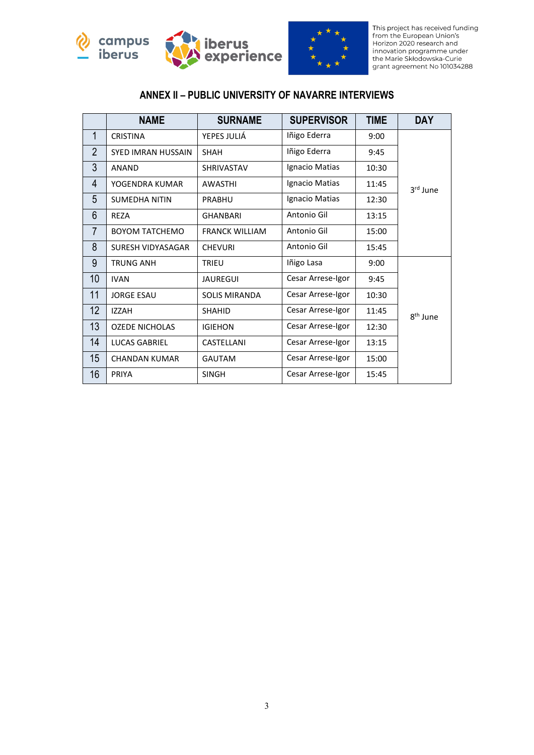This project has received funding from the European Union's Horizon 2020 research and innovation programme under the Marie Skłodowska-Curie grant agreement No 101034288

## ANNEX II – PUBLIC UNIVERSITY OF NAVARRE INTERVIEWS

| | NAME | SURNAME | SUPERVISOR | TIME | DAY |
|---|---|---|---|---|---|
| 1 | CRISTINA | YEPES JULIÁ | Iñigo Ederra | 9:00 | 3rd June |
| 2 | SYED IMRAN HUSSAIN | SHAH | Iñigo Ederra | 9:45 | |
| 3 | ANAND | SHRIVASTAV | Ignacio Matias | 10:30 | |
| 4 | YOGENDRA KUMAR | AWASTHI | Ignacio Matias | 11:45 | |
| 5 | SUMEDHA NITIN | PRABHU | Ignacio Matias | 12:30 | |
| 6 | REZA | GHANBARI | Antonio Gil | 13:15 | |
| 7 | BOYOM TATCHEMO | FRANCK WILLIAM | Antonio Gil | 15:00 | |
| 8 | SURESH VIDYASAGAR | CHEVURI | Antonio Gil | 15:45 | |
| 9 | TRUNG ANH | TRIEU | Iñigo Lasa | 9:00 | 8th June |
| 10 | IVAN | JAUREGUI | Cesar Arrese-Igor | 9:45 | |
| 11 | JORGE ESAU | SOLIS MIRANDA | Cesar Arrese-Igor | 10:30 | |
| 12 | IZZAH | SHAHID | Cesar Arrese-Igor | 11:45 | |
| 13 | OZEDE NICHOLAS | IGIEHON | Cesar Arrese-Igor | 12:30 | |
| 14 | LUCAS GABRIEL | CASTELLANI | Cesar Arrese-Igor | 13:15 | |
| 15 | CHANDAN KUMAR | GAUTAM | Cesar Arrese-Igor | 15:00 | |
| 16 | PRIYA | SINGH | Cesar Arrese-Igor | 15:45 | |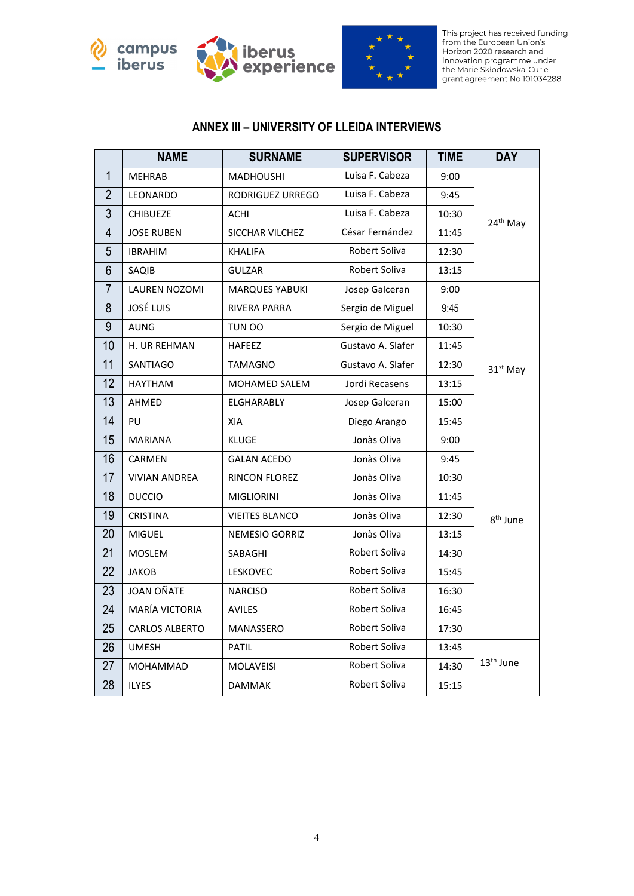# ANNEX III – UNIVERSITY OF LLEIDA INTERVIEWS

| | NAME | SURNAME | SUPERVISOR | TIME | DAY |
|---|---|---|---|---|---|
| 1 | MEHRAB | MADHOUSHI | Luisa F. Cabeza | 9:00 | 24th May |
| 2 | LEONARDO | RODRIGUEZ URREGO | Luisa F. Cabeza | 9:45 | |
| 3 | CHIBUEZE | ACHI | Luisa F. Cabeza | 10:30 | |
| 4 | JOSE RUBEN | SICCHAR VILCHEZ | César Fernández | 11:45 | |
| 5 | IBRAHIM | KHALIFA | Robert Soliva | 12:30 | |
| 6 | SAQIB | GULZAR | Robert Soliva | 13:15 | |
| 7 | LAUREN NOZOMI | MARQUES YABUKI | Josep Galceran | 9:00 | 31st May |
| 8 | JOSÉ LUIS | RIVERA PARRA | Sergio de Miguel | 9:45 | |
| 9 | AUNG | TUN OO | Sergio de Miguel | 10:30 | |
| 10 | H. UR REHMAN | HAFEEZ | Gustavo A. Slafer | 11:45 | |
| 11 | SANTIAGO | TAMAGNO | Gustavo A. Slafer | 12:30 | |
| 12 | HAYTHAM | MOHAMED SALEM | Jordi Recasens | 13:15 | |
| 13 | AHMED | ELGHARABLY | Josep Galceran | 15:00 | |
| 14 | PU | XIA | Diego Arango | 15:45 | |
| 15 | MARIANA | KLUGE | Jonàs Oliva | 9:00 | 8th June |
| 16 | CARMEN | GALAN ACEDO | Jonàs Oliva | 9:45 | |
| 17 | VIVIAN ANDREA | RINCON FLOREZ | Jonàs Oliva | 10:30 | |
| 18 | DUCCIO | MIGLIORINI | Jonàs Oliva | 11:45 | |
| 19 | CRISTINA | VIEITES BLANCO | Jonàs Oliva | 12:30 | |
| 20 | MIGUEL | NEMESIO GORRIZ | Jonàs Oliva | 13:15 | |
| 21 | MOSLEM | SABAGHI | Robert Soliva | 14:30 | |
| 22 | JAKOB | LESKOVEC | Robert Soliva | 15:45 | |
| 23 | JOAN OÑATE | NARCISO | Robert Soliva | 16:30 | |
| 24 | MARÍA VICTORIA | AVILES | Robert Soliva | 16:45 | |
| 25 | CARLOS ALBERTO | MANASSERO | Robert Soliva | 17:30 | |
| 26 | UMESH | PATIL | Robert Soliva | 13:45 | 13th June |
| 27 | MOHAMMAD | MOLAVEISI | Robert Soliva | 14:30 | |
| 28 | ILYES | DAMMAK | Robert Soliva | 15:15 | |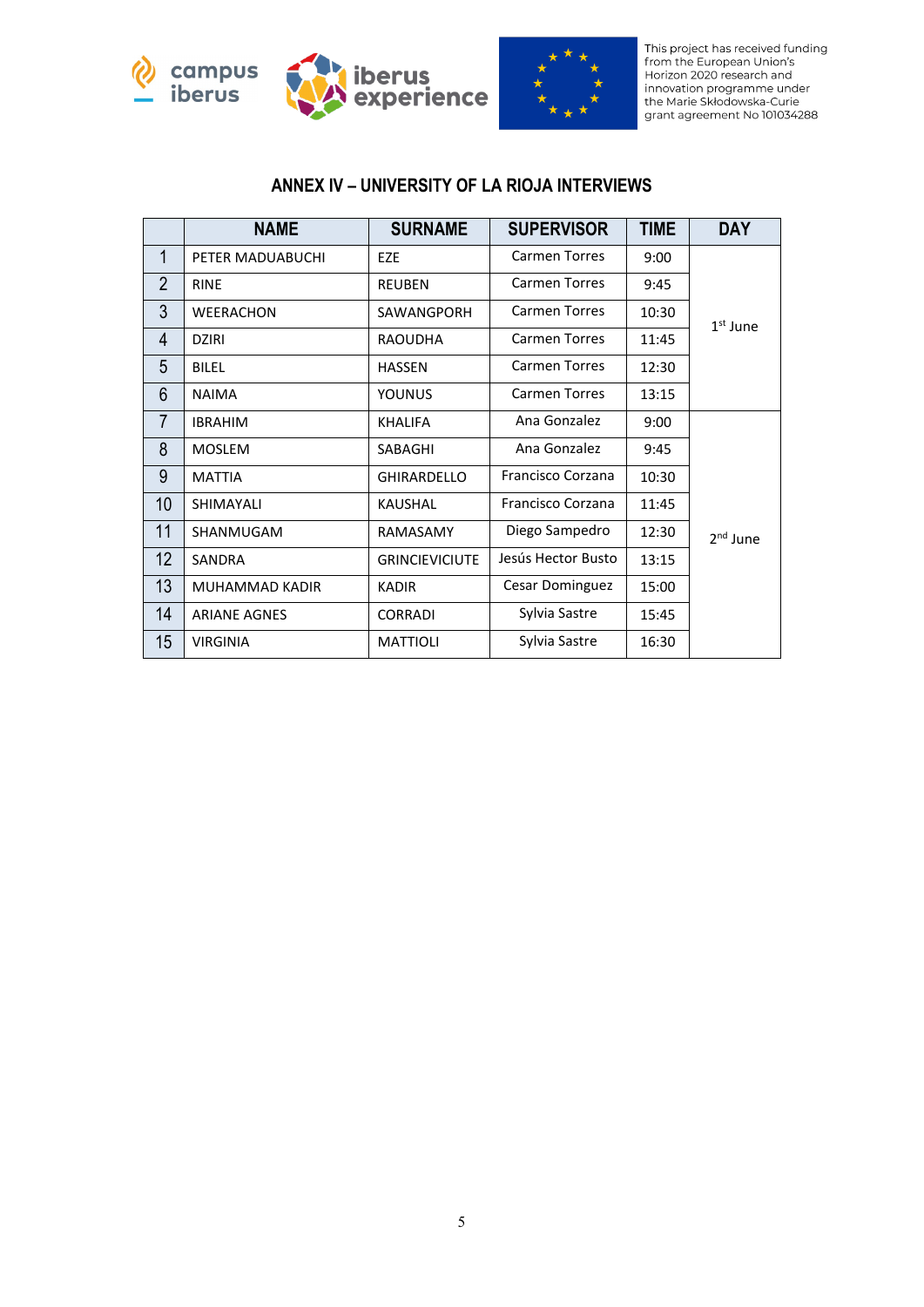This project has received funding from the European Union's Horizon 2020 research and innovation programme under the Marie Skłodowska-Curie grant agreement No 101034288

## ANNEX IV – UNIVERSITY OF LA RIOJA INTERVIEWS

| | NAME | SURNAME | SUPERVISOR | TIME | DAY |
|---|---|---|---|---|---|
| 1 | PETER MADUABUCHI | EZE | Carmen Torres | 9:00 | 1st June |
| 2 | RINE | REUBEN | Carmen Torres | 9:45 | |
| 3 | WEERACHON | SAWANGPORH | Carmen Torres | 10:30 | |
| 4 | DZIRI | RAOUDHA | Carmen Torres | 11:45 | |
| 5 | BILEL | HASSEN | Carmen Torres | 12:30 | |
| 6 | NAIMA | YOUNUS | Carmen Torres | 13:15 | |
| 7 | IBRAHIM | KHALIFA | Ana Gonzalez | 9:00 | 2nd June |
| 8 | MOSLEM | SABAGHI | Ana Gonzalez | 9:45 | |
| 9 | MATTIA | GHIRARDELLO | Francisco Corzana | 10:30 | |
| 10 | SHIMAYALI | KAUSHAL | Francisco Corzana | 11:45 | |
| 11 | SHANMUGAM | RAMASAMY | Diego Sampedro | 12:30 | |
| 12 | SANDRA | GRINCIEVICIUTE | Jesús Hector Busto | 13:15 | |
| 13 | MUHAMMAD KADIR | KADIR | Cesar Dominguez | 15:00 | |
| 14 | ARIANE AGNES | CORRADI | Sylvia Sastre | 15:45 | |
| 15 | VIRGINIA | MATTIOLI | Sylvia Sastre | 16:30 | |